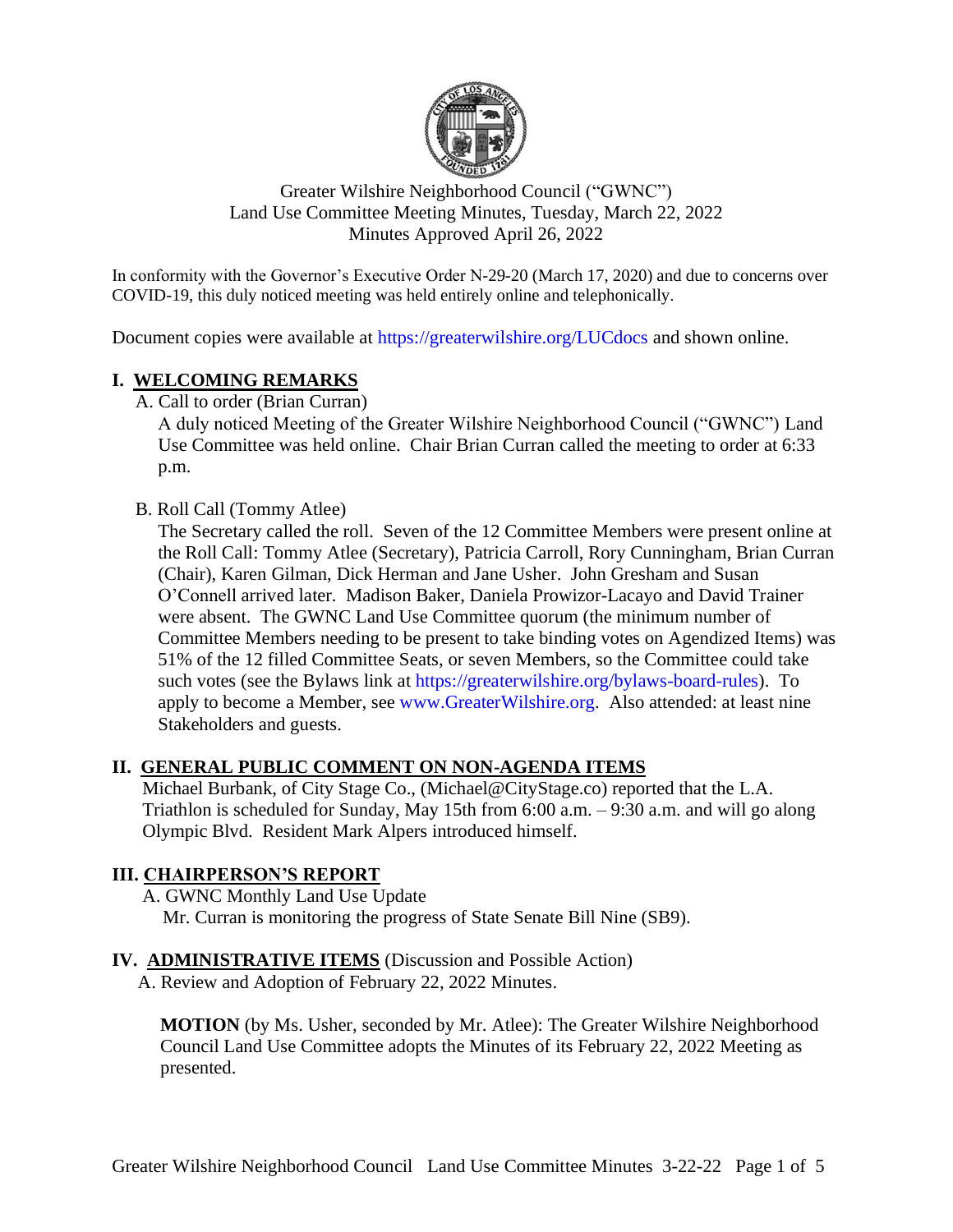Greater Wilshire Neighborhood Council ("GWNC")
Land Use Committee Meeting Minutes, Tuesday, March 22, 2022
Minutes Approved April 26, 2022

In conformity with the Governor's Executive Order N-29-20 (March 17, 2020) and due to concerns over COVID-19, this duly noticed meeting was held entirely online and telephonically.

Document copies were available at https://greaterwilshire.org/LUCdocs and shown online.

## I. WELCOMING REMARKS

A. Call to order (Brian Curran)

A duly noticed Meeting of the Greater Wilshire Neighborhood Council ("GWNC") Land Use Committee was held online. Chair Brian Curran called the meeting to order at 6:33 p.m.

B. Roll Call (Tommy Atlee)

The Secretary called the roll. Seven of the 12 Committee Members were present online at the Roll Call: Tommy Atlee (Secretary), Patricia Carroll, Rory Cunningham, Brian Curran (Chair), Karen Gilman, Dick Herman and Jane Usher. John Gresham and Susan O'Connell arrived later. Madison Baker, Daniela Prowizor-Lacayo and David Trainer were absent. The GWNC Land Use Committee quorum (the minimum number of Committee Members needing to be present to take binding votes on Agendized Items) was 51% of the 12 filled Committee Seats, or seven Members, so the Committee could take such votes (see the Bylaws link at https://greaterwilshire.org/bylaws-board-rules). To apply to become a Member, see www.GreaterWilshire.org. Also attended: at least nine Stakeholders and guests.

## II. GENERAL PUBLIC COMMENT ON NON-AGENDA ITEMS

Michael Burbank, of City Stage Co., (Michael@CityStage.co) reported that the L.A. Triathlon is scheduled for Sunday, May 15th from 6:00 a.m. – 9:30 a.m. and will go along Olympic Blvd. Resident Mark Alpers introduced himself.

## III. CHAIRPERSON'S REPORT

A. GWNC Monthly Land Use Update

Mr. Curran is monitoring the progress of State Senate Bill Nine (SB9).

## IV. ADMINISTRATIVE ITEMS (Discussion and Possible Action)

A. Review and Adoption of February 22, 2022 Minutes.

**MOTION** (by Ms. Usher, seconded by Mr. Atlee): The Greater Wilshire Neighborhood Council Land Use Committee adopts the Minutes of its February 22, 2022 Meeting as presented.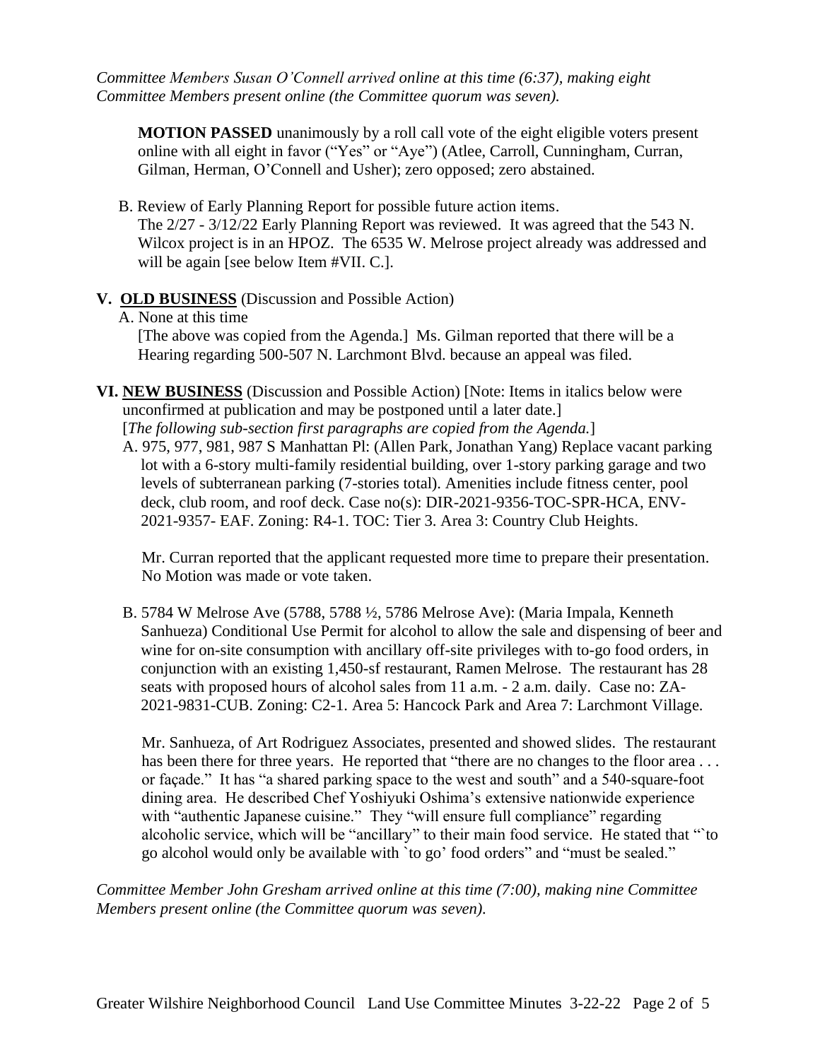*Committee Members Susan O'Connell arrived online at this time (6:37), making eight Committee Members present online (the Committee quorum was seven).*

**MOTION PASSED** unanimously by a roll call vote of the eight eligible voters present online with all eight in favor ("Yes" or "Aye") (Atlee, Carroll, Cunningham, Curran, Gilman, Herman, O'Connell and Usher); zero opposed; zero abstained.

B. Review of Early Planning Report for possible future action items.
The 2/27 - 3/12/22 Early Planning Report was reviewed. It was agreed that the 543 N. Wilcox project is in an HPOZ. The 6535 W. Melrose project already was addressed and will be again [see below Item #VII. C.].

**V. OLD BUSINESS** (Discussion and Possible Action)

A. None at this time
[The above was copied from the Agenda.] Ms. Gilman reported that there will be a Hearing regarding 500-507 N. Larchmont Blvd. because an appeal was filed.

**VI. NEW BUSINESS** (Discussion and Possible Action) [Note: Items in italics below were unconfirmed at publication and may be postponed until a later date.]
[*The following sub-section first paragraphs are copied from the Agenda.*]

A. 975, 977, 981, 987 S Manhattan Pl: (Allen Park, Jonathan Yang) Replace vacant parking lot with a 6-story multi-family residential building, over 1-story parking garage and two levels of subterranean parking (7-stories total). Amenities include fitness center, pool deck, club room, and roof deck. Case no(s): DIR-2021-9356-TOC-SPR-HCA, ENV-2021-9357- EAF. Zoning: R4-1. TOC: Tier 3. Area 3: Country Club Heights.

Mr. Curran reported that the applicant requested more time to prepare their presentation. No Motion was made or vote taken.

B. 5784 W Melrose Ave (5788, 5788 ½, 5786 Melrose Ave): (Maria Impala, Kenneth Sanhueza) Conditional Use Permit for alcohol to allow the sale and dispensing of beer and wine for on-site consumption with ancillary off-site privileges with to-go food orders, in conjunction with an existing 1,450-sf restaurant, Ramen Melrose. The restaurant has 28 seats with proposed hours of alcohol sales from 11 a.m. - 2 a.m. daily. Case no: ZA-2021-9831-CUB. Zoning: C2-1. Area 5: Hancock Park and Area 7: Larchmont Village.

Mr. Sanhueza, of Art Rodriguez Associates, presented and showed slides. The restaurant has been there for three years. He reported that "there are no changes to the floor area . . . or façade." It has "a shared parking space to the west and south" and a 540-square-foot dining area. He described Chef Yoshiyuki Oshima's extensive nationwide experience with "authentic Japanese cuisine." They "will ensure full compliance" regarding alcoholic service, which will be "ancillary" to their main food service. He stated that "`to go alcohol would only be available with `to go' food orders" and "must be sealed."

*Committee Member John Gresham arrived online at this time (7:00), making nine Committee Members present online (the Committee quorum was seven).*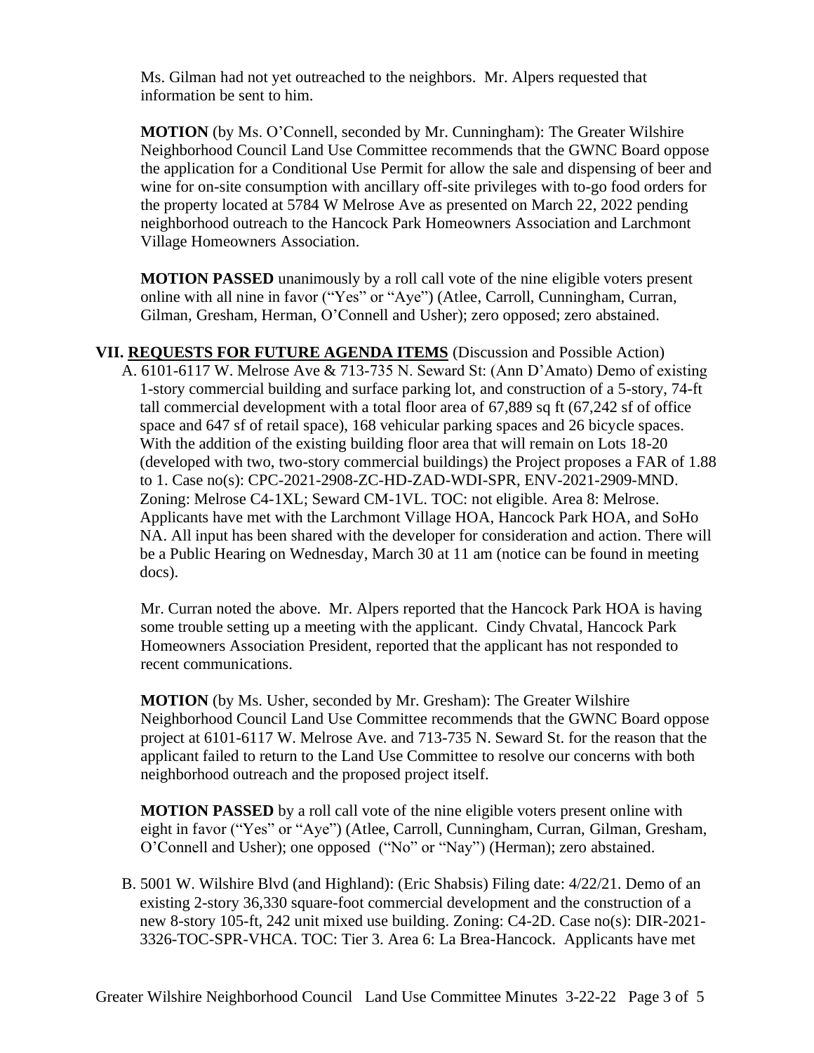Ms. Gilman had not yet outreached to the neighbors. Mr. Alpers requested that information be sent to him.

**MOTION** (by Ms. O'Connell, seconded by Mr. Cunningham): The Greater Wilshire Neighborhood Council Land Use Committee recommends that the GWNC Board oppose the application for a Conditional Use Permit for allow the sale and dispensing of beer and wine for on-site consumption with ancillary off-site privileges with to-go food orders for the property located at 5784 W Melrose Ave as presented on March 22, 2022 pending neighborhood outreach to the Hancock Park Homeowners Association and Larchmont Village Homeowners Association.

**MOTION PASSED** unanimously by a roll call vote of the nine eligible voters present online with all nine in favor ("Yes" or "Aye") (Atlee, Carroll, Cunningham, Curran, Gilman, Gresham, Herman, O'Connell and Usher); zero opposed; zero abstained.

**VII. REQUESTS FOR FUTURE AGENDA ITEMS** (Discussion and Possible Action)

A. 6101-6117 W. Melrose Ave & 713-735 N. Seward St: (Ann D'Amato) Demo of existing 1-story commercial building and surface parking lot, and construction of a 5-story, 74-ft tall commercial development with a total floor area of 67,889 sq ft (67,242 sf of office space and 647 sf of retail space), 168 vehicular parking spaces and 26 bicycle spaces. With the addition of the existing building floor area that will remain on Lots 18-20 (developed with two, two-story commercial buildings) the Project proposes a FAR of 1.88 to 1. Case no(s): CPC-2021-2908-ZC-HD-ZAD-WDI-SPR, ENV-2021-2909-MND. Zoning: Melrose C4-1XL; Seward CM-1VL. TOC: not eligible. Area 8: Melrose. Applicants have met with the Larchmont Village HOA, Hancock Park HOA, and SoHo NA. All input has been shared with the developer for consideration and action. There will be a Public Hearing on Wednesday, March 30 at 11 am (notice can be found in meeting docs).

Mr. Curran noted the above. Mr. Alpers reported that the Hancock Park HOA is having some trouble setting up a meeting with the applicant. Cindy Chvatal, Hancock Park Homeowners Association President, reported that the applicant has not responded to recent communications.

**MOTION** (by Ms. Usher, seconded by Mr. Gresham): The Greater Wilshire Neighborhood Council Land Use Committee recommends that the GWNC Board oppose project at 6101-6117 W. Melrose Ave. and 713-735 N. Seward St. for the reason that the applicant failed to return to the Land Use Committee to resolve our concerns with both neighborhood outreach and the proposed project itself.

**MOTION PASSED** by a roll call vote of the nine eligible voters present online with eight in favor ("Yes" or "Aye") (Atlee, Carroll, Cunningham, Curran, Gilman, Gresham, O'Connell and Usher); one opposed ("No" or "Nay") (Herman); zero abstained.

B. 5001 W. Wilshire Blvd (and Highland): (Eric Shabsis) Filing date: 4/22/21. Demo of an existing 2-story 36,330 square-foot commercial development and the construction of a new 8-story 105-ft, 242 unit mixed use building. Zoning: C4-2D. Case no(s): DIR-2021-3326-TOC-SPR-VHCA. TOC: Tier 3. Area 6: La Brea-Hancock. Applicants have met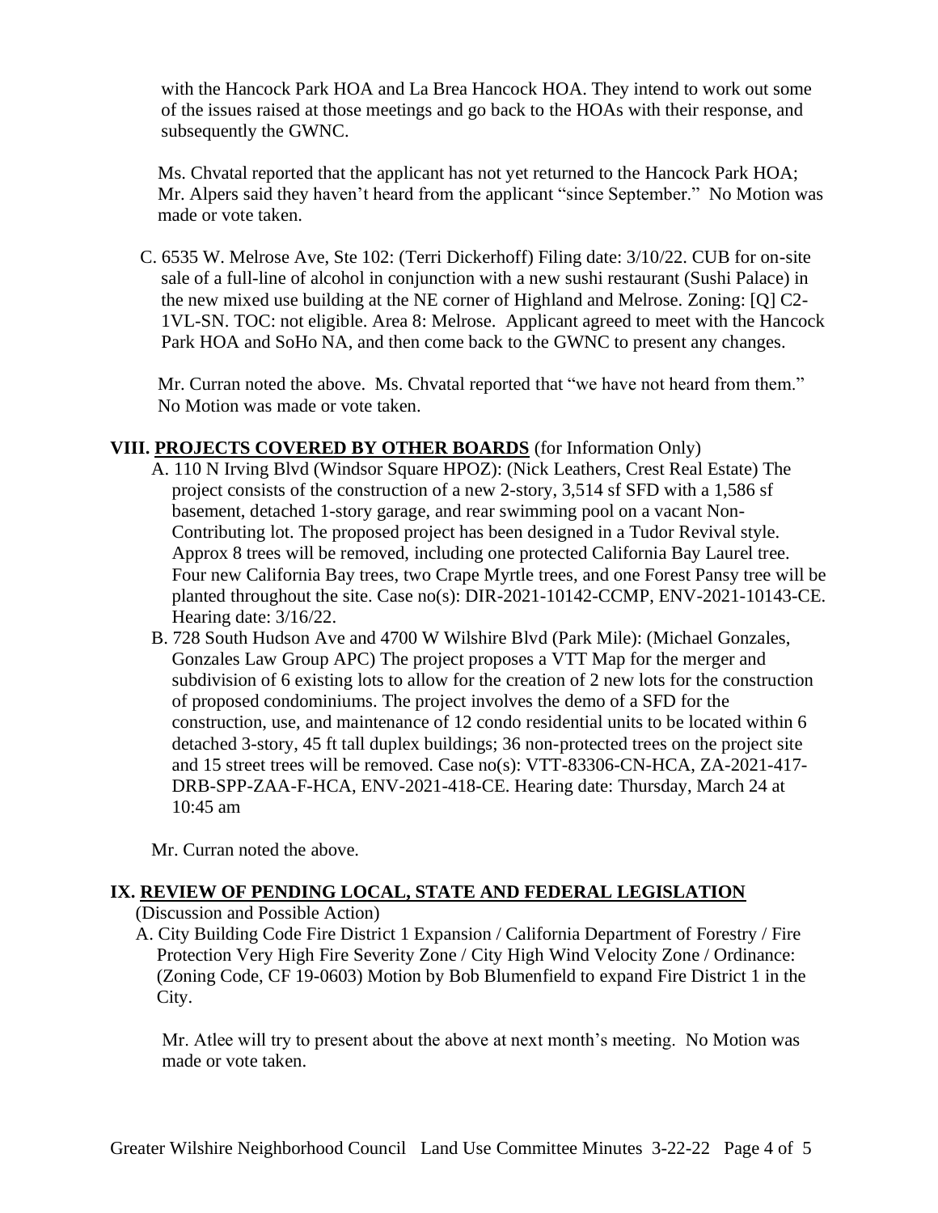with the Hancock Park HOA and La Brea Hancock HOA. They intend to work out some of the issues raised at those meetings and go back to the HOAs with their response, and subsequently the GWNC.

Ms. Chvatal reported that the applicant has not yet returned to the Hancock Park HOA; Mr. Alpers said they haven't heard from the applicant "since September." No Motion was made or vote taken.

C. 6535 W. Melrose Ave, Ste 102: (Terri Dickerhoff) Filing date: 3/10/22. CUB for on-site sale of a full-line of alcohol in conjunction with a new sushi restaurant (Sushi Palace) in the new mixed use building at the NE corner of Highland and Melrose. Zoning: [Q] C2-1VL-SN. TOC: not eligible. Area 8: Melrose. Applicant agreed to meet with the Hancock Park HOA and SoHo NA, and then come back to the GWNC to present any changes.

Mr. Curran noted the above. Ms. Chvatal reported that "we have not heard from them." No Motion was made or vote taken.

## VIII. **PROJECTS COVERED BY OTHER BOARDS** (for Information Only)

A. 110 N Irving Blvd (Windsor Square HPOZ): (Nick Leathers, Crest Real Estate) The project consists of the construction of a new 2-story, 3,514 sf SFD with a 1,586 sf basement, detached 1-story garage, and rear swimming pool on a vacant Non-Contributing lot. The proposed project has been designed in a Tudor Revival style. Approx 8 trees will be removed, including one protected California Bay Laurel tree. Four new California Bay trees, two Crape Myrtle trees, and one Forest Pansy tree will be planted throughout the site. Case no(s): DIR-2021-10142-CCMP, ENV-2021-10143-CE. Hearing date: 3/16/22.

B. 728 South Hudson Ave and 4700 W Wilshire Blvd (Park Mile): (Michael Gonzales, Gonzales Law Group APC) The project proposes a VTT Map for the merger and subdivision of 6 existing lots to allow for the creation of 2 new lots for the construction of proposed condominiums. The project involves the demo of a SFD for the construction, use, and maintenance of 12 condo residential units to be located within 6 detached 3-story, 45 ft tall duplex buildings; 36 non-protected trees on the project site and 15 street trees will be removed. Case no(s): VTT-83306-CN-HCA, ZA-2021-417-DRB-SPP-ZAA-F-HCA, ENV-2021-418-CE. Hearing date: Thursday, March 24 at 10:45 am

Mr. Curran noted the above.

## IX. **REVIEW OF PENDING LOCAL, STATE AND FEDERAL LEGISLATION**

(Discussion and Possible Action)

A. City Building Code Fire District 1 Expansion / California Department of Forestry / Fire Protection Very High Fire Severity Zone / City High Wind Velocity Zone / Ordinance: (Zoning Code, CF 19-0603) Motion by Bob Blumenfield to expand Fire District 1 in the City.

Mr. Atlee will try to present about the above at next month's meeting. No Motion was made or vote taken.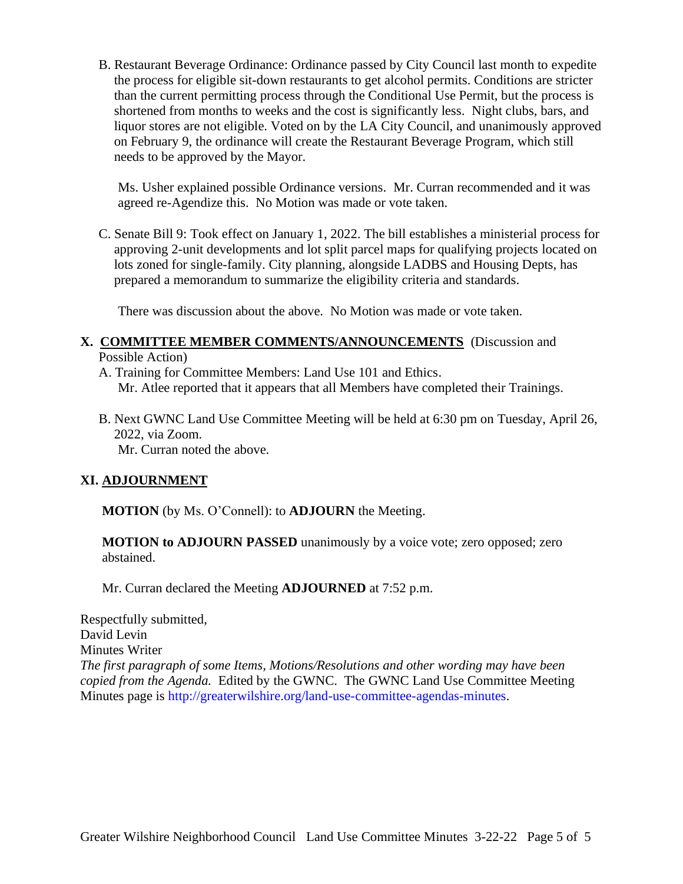B. Restaurant Beverage Ordinance: Ordinance passed by City Council last month to expedite the process for eligible sit-down restaurants to get alcohol permits. Conditions are stricter than the current permitting process through the Conditional Use Permit, but the process is shortened from months to weeks and the cost is significantly less. Night clubs, bars, and liquor stores are not eligible. Voted on by the LA City Council, and unanimously approved on February 9, the ordinance will create the Restaurant Beverage Program, which still needs to be approved by the Mayor.

Ms. Usher explained possible Ordinance versions. Mr. Curran recommended and it was agreed re-Agendize this. No Motion was made or vote taken.

C. Senate Bill 9: Took effect on January 1, 2022. The bill establishes a ministerial process for approving 2-unit developments and lot split parcel maps for qualifying projects located on lots zoned for single-family. City planning, alongside LADBS and Housing Depts, has prepared a memorandum to summarize the eligibility criteria and standards.

There was discussion about the above. No Motion was made or vote taken.

## X. COMMITTEE MEMBER COMMENTS/ANNOUNCEMENTS (Discussion and Possible Action)

A. Training for Committee Members: Land Use 101 and Ethics.
Mr. Atlee reported that it appears that all Members have completed their Trainings.

B. Next GWNC Land Use Committee Meeting will be held at 6:30 pm on Tuesday, April 26, 2022, via Zoom.
Mr. Curran noted the above.

## XI. ADJOURNMENT

**MOTION** (by Ms. O'Connell): to **ADJOURN** the Meeting.

**MOTION to ADJOURN PASSED** unanimously by a voice vote; zero opposed; zero abstained.

Mr. Curran declared the Meeting **ADJOURNED** at 7:52 p.m.

Respectfully submitted,
David Levin
Minutes Writer
*The first paragraph of some Items, Motions/Resolutions and other wording may have been copied from the Agenda.* Edited by the GWNC. The GWNC Land Use Committee Meeting Minutes page is http://greaterwilshire.org/land-use-committee-agendas-minutes.